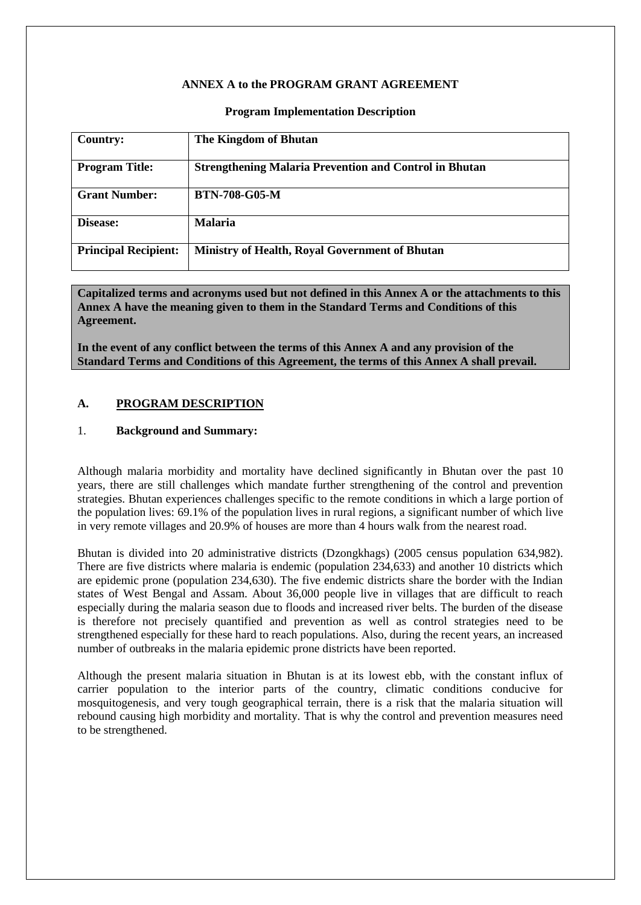**ANNEX A to the PROGRAM GRANT AGREEMENT**

**Program Implementation Description**

| **Country:** | **The Kingdom of Bhutan** |
|---|---|
| **Program Title:** | **Strengthening Malaria Prevention and Control in Bhutan** |
| **Grant Number:** | **BTN-708-G05-M** |
| **Disease:** | **Malaria** |
| **Principal Recipient:** | **Ministry of Health, Royal Government of Bhutan** |

**Capitalized terms and acronyms used but not defined in this Annex A or the attachments to this Annex A have the meaning given to them in the Standard Terms and Conditions of this Agreement.**

**In the event of any conflict between the terms of this Annex A and any provision of the Standard Terms and Conditions of this Agreement, the terms of this Annex A shall prevail.**

## A. PROGRAM DESCRIPTION

### 1. Background and Summary:

Although malaria morbidity and mortality have declined significantly in Bhutan over the past 10 years, there are still challenges which mandate further strengthening of the control and prevention strategies. Bhutan experiences challenges specific to the remote conditions in which a large portion of the population lives: 69.1% of the population lives in rural regions, a significant number of which live in very remote villages and 20.9% of houses are more than 4 hours walk from the nearest road.

Bhutan is divided into 20 administrative districts (Dzongkhags) (2005 census population 634,982). There are five districts where malaria is endemic (population 234,633) and another 10 districts which are epidemic prone (population 234,630). The five endemic districts share the border with the Indian states of West Bengal and Assam. About 36,000 people live in villages that are difficult to reach especially during the malaria season due to floods and increased river belts. The burden of the disease is therefore not precisely quantified and prevention as well as control strategies need to be strengthened especially for these hard to reach populations. Also, during the recent years, an increased number of outbreaks in the malaria epidemic prone districts have been reported.

Although the present malaria situation in Bhutan is at its lowest ebb, with the constant influx of carrier population to the interior parts of the country, climatic conditions conducive for mosquitogenesis, and very tough geographical terrain, there is a risk that the malaria situation will rebound causing high morbidity and mortality. That is why the control and prevention measures need to be strengthened.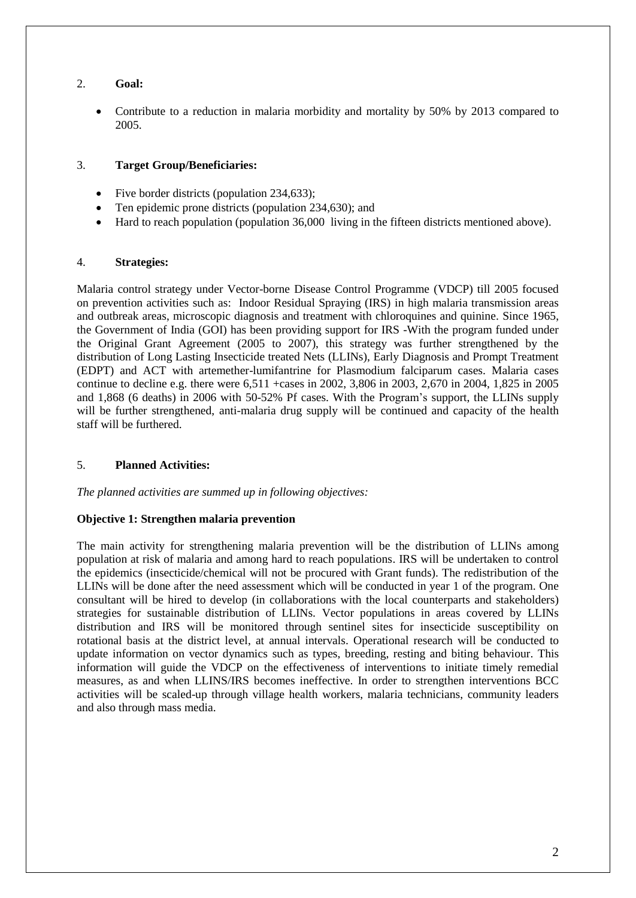## 2. **Goal:**

- Contribute to a reduction in malaria morbidity and mortality by 50% by 2013 compared to 2005.

## 3. **Target Group/Beneficiaries:**

- Five border districts (population 234,633);
- Ten epidemic prone districts (population 234,630); and
- Hard to reach population (population 36,000 living in the fifteen districts mentioned above).

## 4. **Strategies:**

Malaria control strategy under Vector-borne Disease Control Programme (VDCP) till 2005 focused on prevention activities such as: Indoor Residual Spraying (IRS) in high malaria transmission areas and outbreak areas, microscopic diagnosis and treatment with chloroquines and quinine. Since 1965, the Government of India (GOI) has been providing support for IRS -With the program funded under the Original Grant Agreement (2005 to 2007), this strategy was further strengthened by the distribution of Long Lasting Insecticide treated Nets (LLINs), Early Diagnosis and Prompt Treatment (EDPT) and ACT with artemether-lumifantrine for Plasmodium falciparum cases. Malaria cases continue to decline e.g. there were 6,511 +cases in 2002, 3,806 in 2003, 2,670 in 2004, 1,825 in 2005 and 1,868 (6 deaths) in 2006 with 50-52% Pf cases. With the Program's support, the LLINs supply will be further strengthened, anti-malaria drug supply will be continued and capacity of the health staff will be furthered.

## 5. **Planned Activities:**

*The planned activities are summed up in following objectives:*

**Objective 1: Strengthen malaria prevention**

The main activity for strengthening malaria prevention will be the distribution of LLINs among population at risk of malaria and among hard to reach populations. IRS will be undertaken to control the epidemics (insecticide/chemical will not be procured with Grant funds). The redistribution of the LLINs will be done after the need assessment which will be conducted in year 1 of the program. One consultant will be hired to develop (in collaborations with the local counterparts and stakeholders) strategies for sustainable distribution of LLINs. Vector populations in areas covered by LLINs distribution and IRS will be monitored through sentinel sites for insecticide susceptibility on rotational basis at the district level, at annual intervals. Operational research will be conducted to update information on vector dynamics such as types, breeding, resting and biting behaviour. This information will guide the VDCP on the effectiveness of interventions to initiate timely remedial measures, as and when LLINS/IRS becomes ineffective. In order to strengthen interventions BCC activities will be scaled-up through village health workers, malaria technicians, community leaders and also through mass media.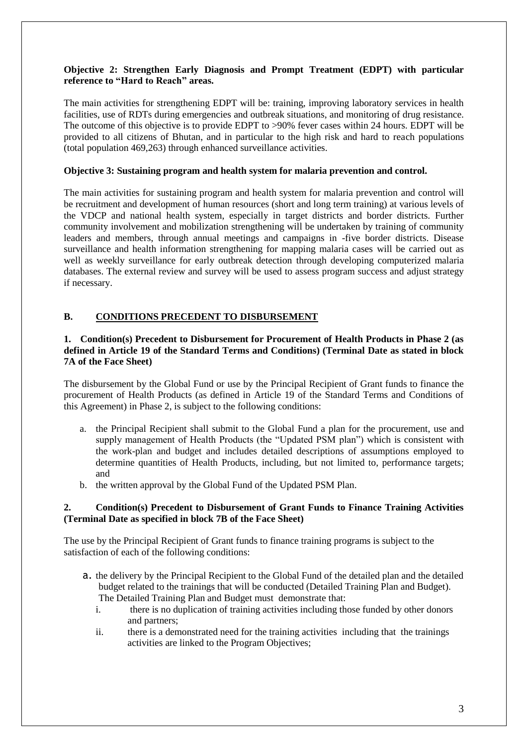**Objective 2: Strengthen Early Diagnosis and Prompt Treatment (EDPT) with particular reference to "Hard to Reach" areas.**

The main activities for strengthening EDPT will be: training, improving laboratory services in health facilities, use of RDTs during emergencies and outbreak situations, and monitoring of drug resistance. The outcome of this objective is to provide EDPT to >90% fever cases within 24 hours. EDPT will be provided to all citizens of Bhutan, and in particular to the high risk and hard to reach populations (total population 469,263) through enhanced surveillance activities.

**Objective 3: Sustaining program and health system for malaria prevention and control.**

The main activities for sustaining program and health system for malaria prevention and control will be recruitment and development of human resources (short and long term training) at various levels of the VDCP and national health system, especially in target districts and border districts. Further community involvement and mobilization strengthening will be undertaken by training of community leaders and members, through annual meetings and campaigns in -five border districts. Disease surveillance and health information strengthening for mapping malaria cases will be carried out as well as weekly surveillance for early outbreak detection through developing computerized malaria databases. The external review and survey will be used to assess program success and adjust strategy if necessary.

## B. CONDITIONS PRECEDENT TO DISBURSEMENT

**1. Condition(s) Precedent to Disbursement for Procurement of Health Products in Phase 2 (as defined in Article 19 of the Standard Terms and Conditions) (Terminal Date as stated in block 7A of the Face Sheet)**

The disbursement by the Global Fund or use by the Principal Recipient of Grant funds to finance the procurement of Health Products (as defined in Article 19 of the Standard Terms and Conditions of this Agreement) in Phase 2, is subject to the following conditions:

a. the Principal Recipient shall submit to the Global Fund a plan for the procurement, use and supply management of Health Products (the "Updated PSM plan") which is consistent with the work-plan and budget and includes detailed descriptions of assumptions employed to determine quantities of Health Products, including, but not limited to, performance targets; and
b. the written approval by the Global Fund of the Updated PSM Plan.

**2. Condition(s) Precedent to Disbursement of Grant Funds to Finance Training Activities (Terminal Date as specified in block 7B of the Face Sheet)**

The use by the Principal Recipient of Grant funds to finance training programs is subject to the satisfaction of each of the following conditions:

a. the delivery by the Principal Recipient to the Global Fund of the detailed plan and the detailed budget related to the trainings that will be conducted (Detailed Training Plan and Budget). The Detailed Training Plan and Budget must demonstrate that:
   i. there is no duplication of training activities including those funded by other donors and partners;
   ii. there is a demonstrated need for the training activities including that the trainings activities are linked to the Program Objectives;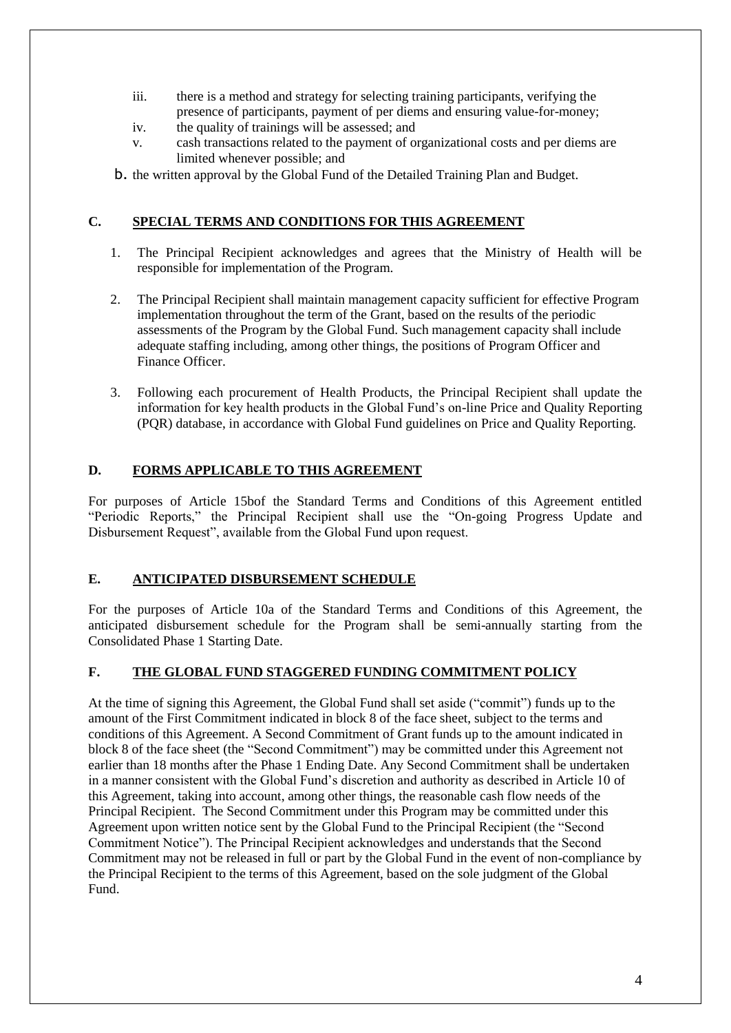iii. there is a method and strategy for selecting training participants, verifying the presence of participants, payment of per diems and ensuring value-for-money;
iv. the quality of trainings will be assessed; and
v. cash transactions related to the payment of organizational costs and per diems are limited whenever possible; and

b. the written approval by the Global Fund of the Detailed Training Plan and Budget.

## C. SPECIAL TERMS AND CONDITIONS FOR THIS AGREEMENT

1. The Principal Recipient acknowledges and agrees that the Ministry of Health will be responsible for implementation of the Program.

2. The Principal Recipient shall maintain management capacity sufficient for effective Program implementation throughout the term of the Grant, based on the results of the periodic assessments of the Program by the Global Fund. Such management capacity shall include adequate staffing including, among other things, the positions of Program Officer and Finance Officer.

3. Following each procurement of Health Products, the Principal Recipient shall update the information for key health products in the Global Fund's on-line Price and Quality Reporting (PQR) database, in accordance with Global Fund guidelines on Price and Quality Reporting.

## D. FORMS APPLICABLE TO THIS AGREEMENT

For purposes of Article 15bof the Standard Terms and Conditions of this Agreement entitled "Periodic Reports," the Principal Recipient shall use the "On-going Progress Update and Disbursement Request", available from the Global Fund upon request.

## E. ANTICIPATED DISBURSEMENT SCHEDULE

For the purposes of Article 10a of the Standard Terms and Conditions of this Agreement, the anticipated disbursement schedule for the Program shall be semi-annually starting from the Consolidated Phase 1 Starting Date.

## F. THE GLOBAL FUND STAGGERED FUNDING COMMITMENT POLICY

At the time of signing this Agreement, the Global Fund shall set aside ("commit") funds up to the amount of the First Commitment indicated in block 8 of the face sheet, subject to the terms and conditions of this Agreement. A Second Commitment of Grant funds up to the amount indicated in block 8 of the face sheet (the "Second Commitment") may be committed under this Agreement not earlier than 18 months after the Phase 1 Ending Date. Any Second Commitment shall be undertaken in a manner consistent with the Global Fund's discretion and authority as described in Article 10 of this Agreement, taking into account, among other things, the reasonable cash flow needs of the Principal Recipient. The Second Commitment under this Program may be committed under this Agreement upon written notice sent by the Global Fund to the Principal Recipient (the "Second Commitment Notice"). The Principal Recipient acknowledges and understands that the Second Commitment may not be released in full or part by the Global Fund in the event of non-compliance by the Principal Recipient to the terms of this Agreement, based on the sole judgment of the Global Fund.